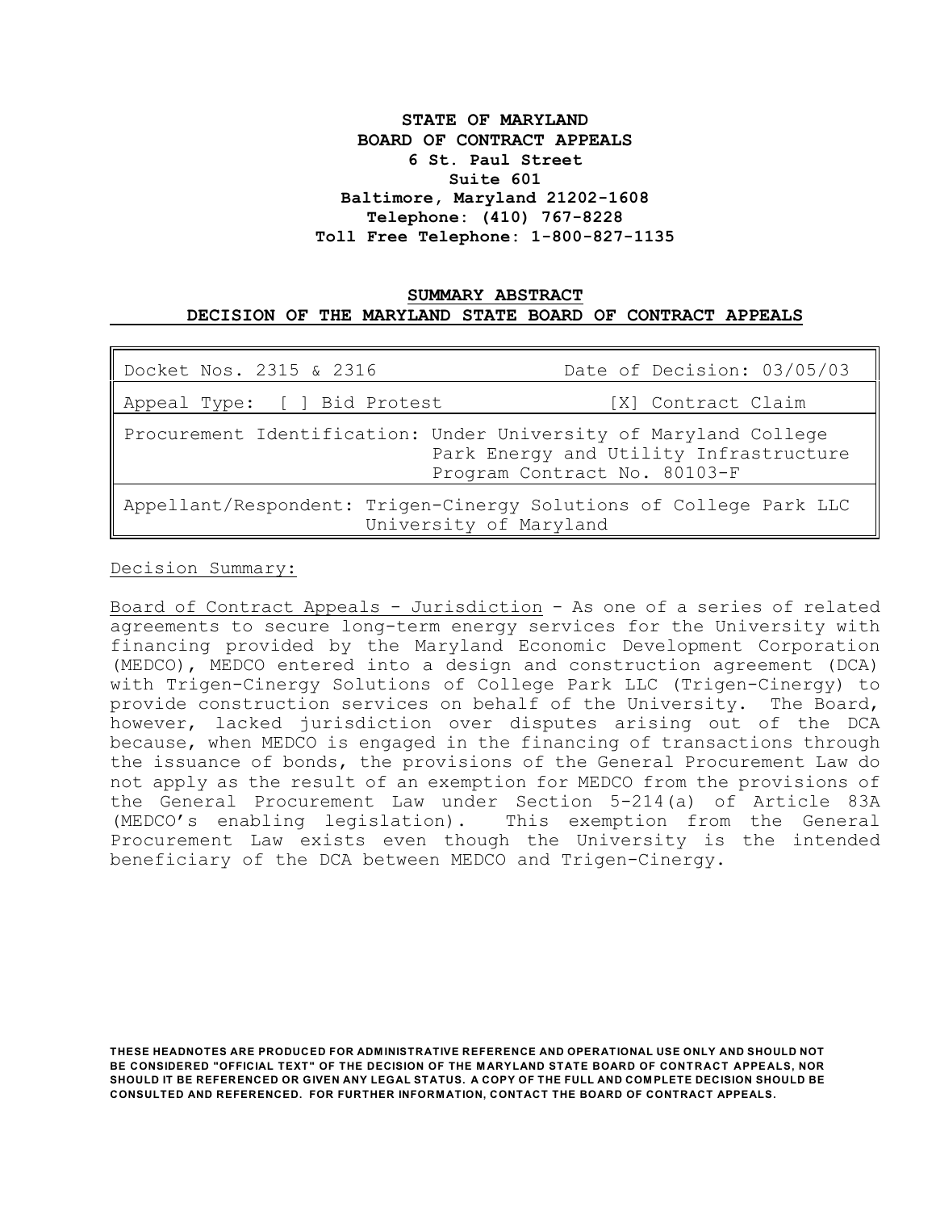**STATE OF MARYLAND**
**BOARD OF CONTRACT APPEALS**
**6 St. Paul Street**
**Suite 601**
**Baltimore, Maryland 21202-1608**
**Telephone: (410) 767-8228**
**Toll Free Telephone: 1-800-827-1135**

## SUMMARY ABSTRACT
## DECISION OF THE MARYLAND STATE BOARD OF CONTRACT APPEALS

| Docket Nos. 2315 & 2316 | Date of Decision: 03/05/03 |
|---|---|
| Appeal Type: [ ] Bid Protest | [X] Contract Claim |
| Procurement Identification: Under University of Maryland College Park Energy and Utility Infrastructure Program Contract No. 80103-F | |
| Appellant/Respondent: Trigen-Cinergy Solutions of College Park LLC University of Maryland | |

Decision Summary:

Board of Contract Appeals - Jurisdiction - As one of a series of related agreements to secure long-term energy services for the University with financing provided by the Maryland Economic Development Corporation (MEDCO), MEDCO entered into a design and construction agreement (DCA) with Trigen-Cinergy Solutions of College Park LLC (Trigen-Cinergy) to provide construction services on behalf of the University. The Board, however, lacked jurisdiction over disputes arising out of the DCA because, when MEDCO is engaged in the financing of transactions through the issuance of bonds, the provisions of the General Procurement Law do not apply as the result of an exemption for MEDCO from the provisions of the General Procurement Law under Section 5-214(a) of Article 83A (MEDCO's enabling legislation). This exemption from the General Procurement Law exists even though the University is the intended beneficiary of the DCA between MEDCO and Trigen-Cinergy.

**THESE HEADNOTES ARE PRODUCED FOR ADMINISTRATIVE REFERENCE AND OPERATIONAL USE ONLY AND SHOULD NOT BE CONSIDERED "OFFICIAL TEXT" OF THE DECISION OF THE MARYLAND STATE BOARD OF CONTRACT APPEALS, NOR SHOULD IT BE REFERENCED OR GIVEN ANY LEGAL STATUS. A COPY OF THE FULL AND COMPLETE DECISION SHOULD BE CONSULTED AND REFERENCED. FOR FURTHER INFORMATION, CONTACT THE BOARD OF CONTRACT APPEALS.**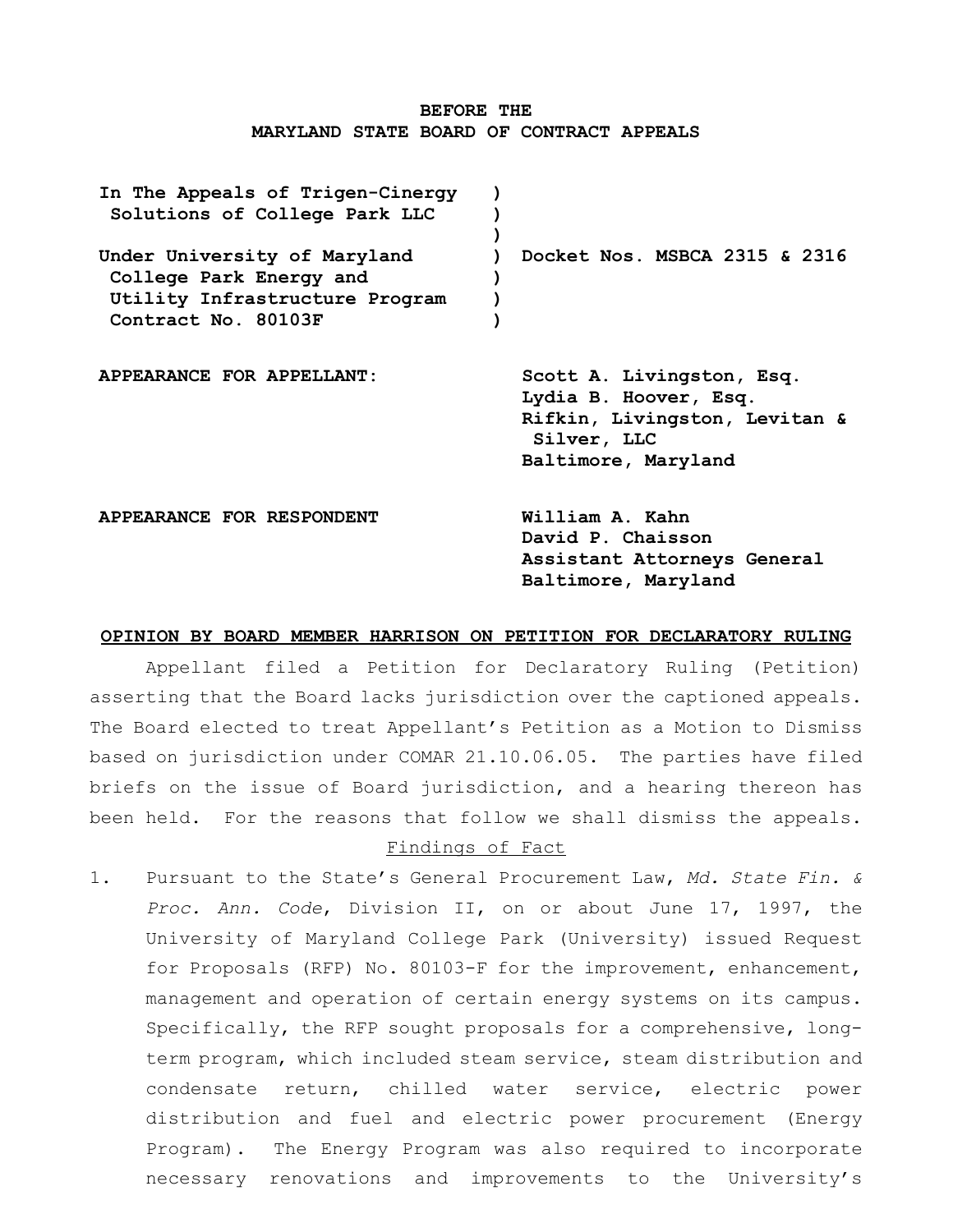**BEFORE THE**
**MARYLAND STATE BOARD OF CONTRACT APPEALS**

| | |
|---|---|
| **In The Appeals of Trigen-Cinergy Solutions of College Park LLC** | |
| **Under University of Maryland College Park Energy and Utility Infrastructure Program Contract No. 80103F** | **Docket Nos. MSBCA 2315 & 2316** |

**APPEARANCE FOR APPELLANT:** **Scott A. Livingston, Esq.**
**Lydia B. Hoover, Esq.**
**Rifkin, Livingston, Levitan & Silver, LLC**
**Baltimore, Maryland**

**APPEARANCE FOR RESPONDENT** **William A. Kahn**
**David P. Chaisson**
**Assistant Attorneys General**
**Baltimore, Maryland**

**OPINION BY BOARD MEMBER HARRISON ON PETITION FOR DECLARATORY RULING**

Appellant filed a Petition for Declaratory Ruling (Petition) asserting that the Board lacks jurisdiction over the captioned appeals. The Board elected to treat Appellant's Petition as a Motion to Dismiss based on jurisdiction under COMAR 21.10.06.05. The parties have filed briefs on the issue of Board jurisdiction, and a hearing thereon has been held. For the reasons that follow we shall dismiss the appeals.

Findings of Fact

1. Pursuant to the State's General Procurement Law, *Md. State Fin. & Proc. Ann. Code*, Division II, on or about June 17, 1997, the University of Maryland College Park (University) issued Request for Proposals (RFP) No. 80103-F for the improvement, enhancement, management and operation of certain energy systems on its campus. Specifically, the RFP sought proposals for a comprehensive, long-term program, which included steam service, steam distribution and condensate return, chilled water service, electric power distribution and fuel and electric power procurement (Energy Program). The Energy Program was also required to incorporate necessary renovations and improvements to the University's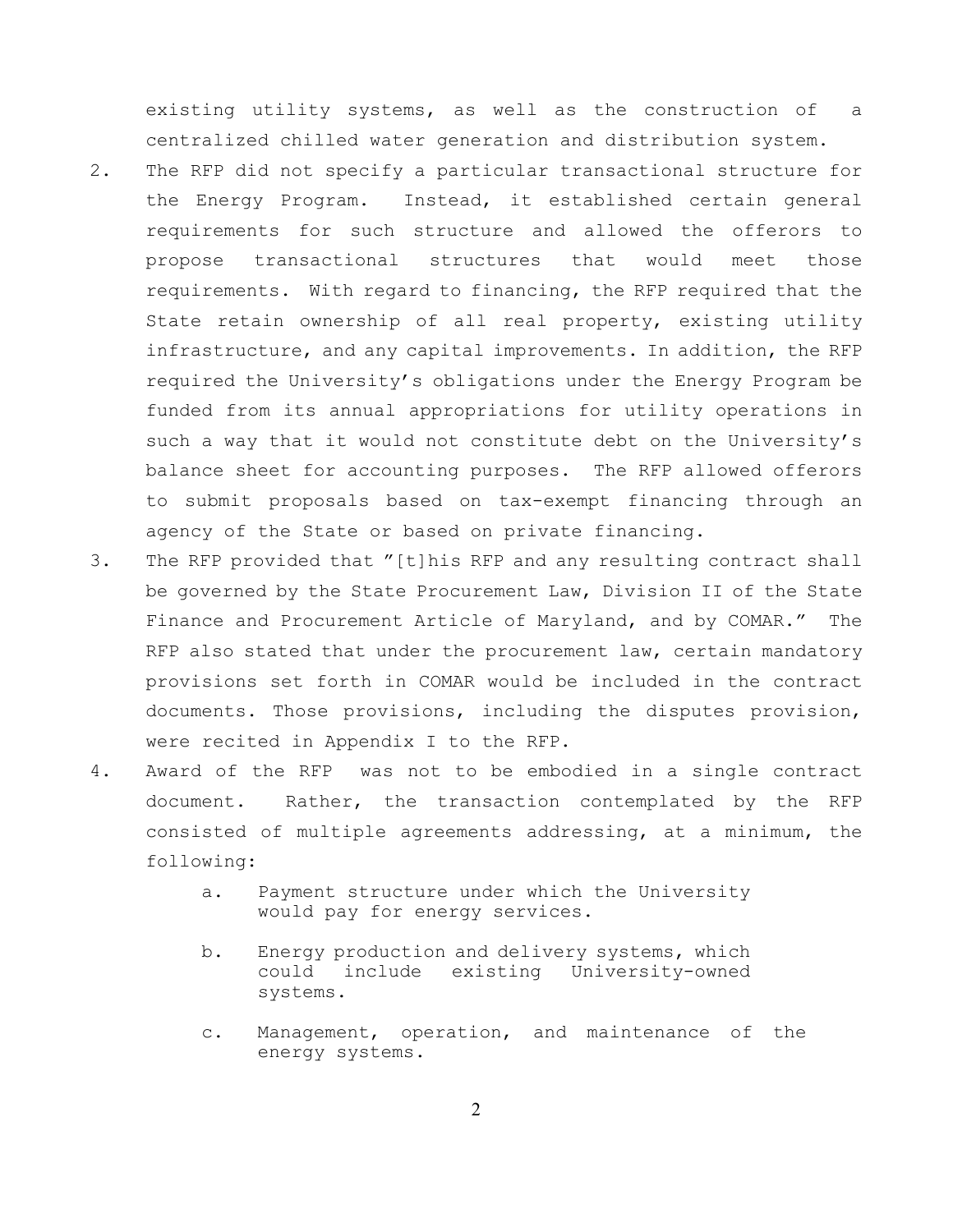existing utility systems, as well as the construction of a centralized chilled water generation and distribution system.

2. The RFP did not specify a particular transactional structure for the Energy Program. Instead, it established certain general requirements for such structure and allowed the offerors to propose transactional structures that would meet those requirements. With regard to financing, the RFP required that the State retain ownership of all real property, existing utility infrastructure, and any capital improvements. In addition, the RFP required the University's obligations under the Energy Program be funded from its annual appropriations for utility operations in such a way that it would not constitute debt on the University's balance sheet for accounting purposes. The RFP allowed offerors to submit proposals based on tax-exempt financing through an agency of the State or based on private financing.

3. The RFP provided that "[t]his RFP and any resulting contract shall be governed by the State Procurement Law, Division II of the State Finance and Procurement Article of Maryland, and by COMAR." The RFP also stated that under the procurement law, certain mandatory provisions set forth in COMAR would be included in the contract documents. Those provisions, including the disputes provision, were recited in Appendix I to the RFP.

4. Award of the RFP was not to be embodied in a single contract document. Rather, the transaction contemplated by the RFP consisted of multiple agreements addressing, at a minimum, the following:

   a. Payment structure under which the University would pay for energy services.

   b. Energy production and delivery systems, which could include existing University-owned systems.

   c. Management, operation, and maintenance of the energy systems.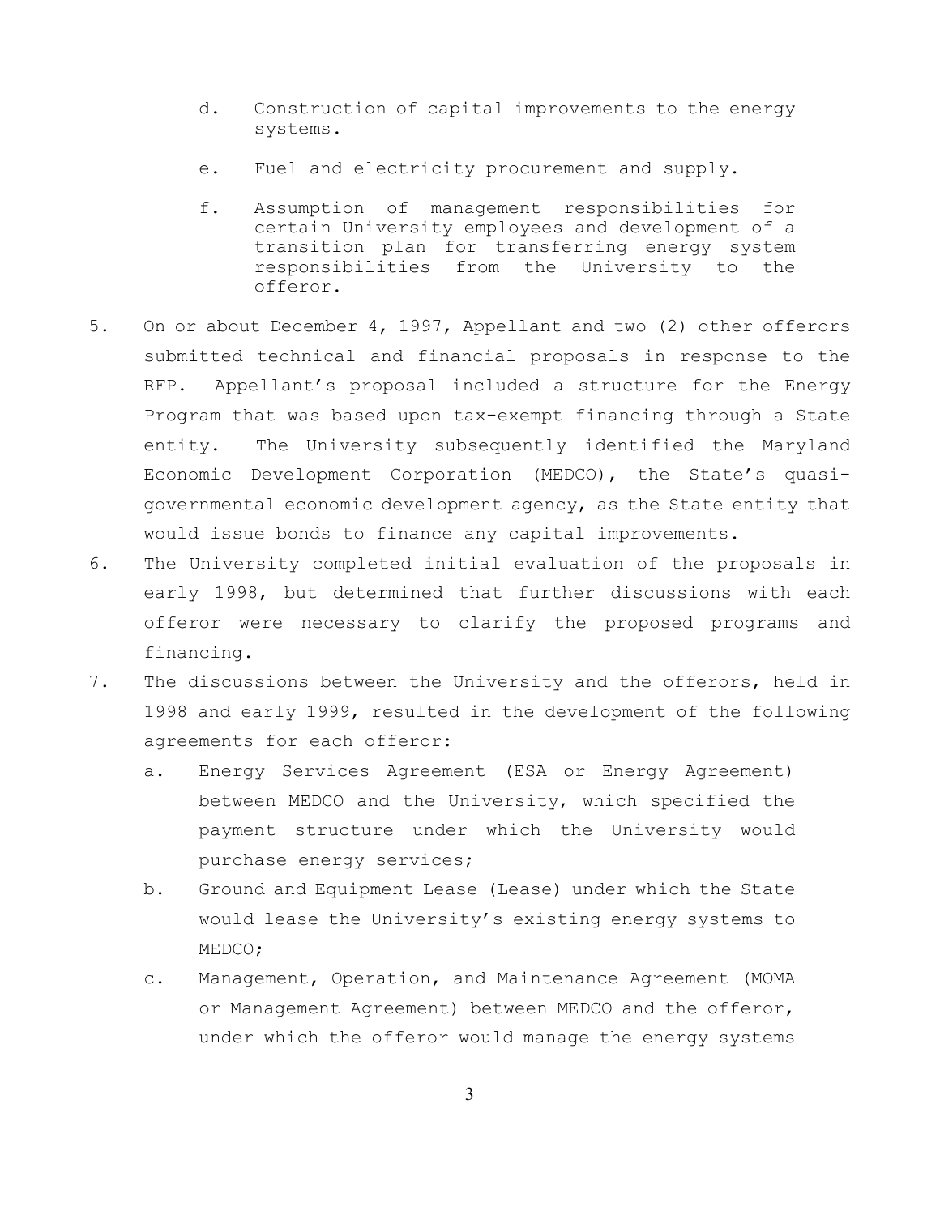d. Construction of capital improvements to the energy systems.

    e. Fuel and electricity procurement and supply.

    f. Assumption of management responsibilities for certain University employees and development of a transition plan for transferring energy system responsibilities from the University to the offeror.

5. On or about December 4, 1997, Appellant and two (2) other offerors submitted technical and financial proposals in response to the RFP. Appellant's proposal included a structure for the Energy Program that was based upon tax-exempt financing through a State entity. The University subsequently identified the Maryland Economic Development Corporation (MEDCO), the State's quasi-governmental economic development agency, as the State entity that would issue bonds to finance any capital improvements.
6. The University completed initial evaluation of the proposals in early 1998, but determined that further discussions with each offeror were necessary to clarify the proposed programs and financing.
7. The discussions between the University and the offerors, held in 1998 and early 1999, resulted in the development of the following agreements for each offeror:
    a. Energy Services Agreement (ESA or Energy Agreement) between MEDCO and the University, which specified the payment structure under which the University would purchase energy services;
    b. Ground and Equipment Lease (Lease) under which the State would lease the University's existing energy systems to MEDCO;
    c. Management, Operation, and Maintenance Agreement (MOMA or Management Agreement) between MEDCO and the offeror, under which the offeror would manage the energy systems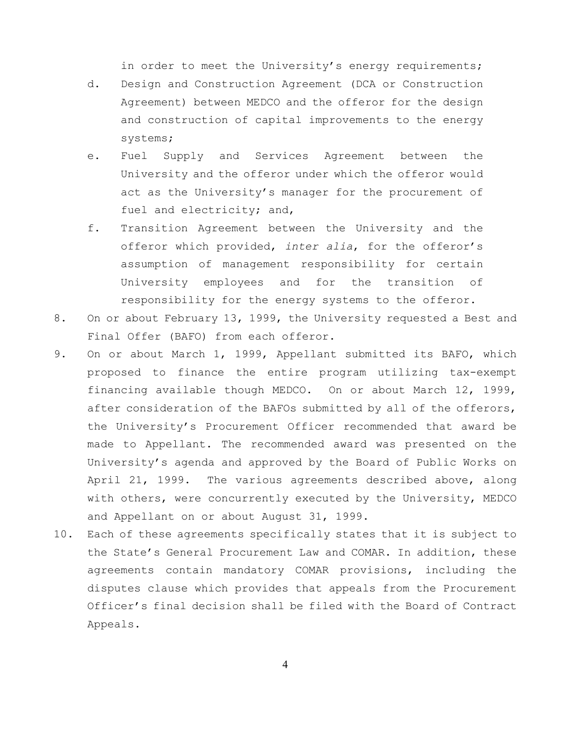in order to meet the University's energy requirements;

d. Design and Construction Agreement (DCA or Construction Agreement) between MEDCO and the offeror for the design and construction of capital improvements to the energy systems;

e. Fuel Supply and Services Agreement between the University and the offeror under which the offeror would act as the University's manager for the procurement of fuel and electricity; and,

f. Transition Agreement between the University and the offeror which provided, *inter alia*, for the offeror's assumption of management responsibility for certain University employees and for the transition of responsibility for the energy systems to the offeror.

8. On or about February 13, 1999, the University requested a Best and Final Offer (BAFO) from each offeror.

9. On or about March 1, 1999, Appellant submitted its BAFO, which proposed to finance the entire program utilizing tax-exempt financing available though MEDCO. On or about March 12, 1999, after consideration of the BAFOs submitted by all of the offerors, the University's Procurement Officer recommended that award be made to Appellant. The recommended award was presented on the University's agenda and approved by the Board of Public Works on April 21, 1999. The various agreements described above, along with others, were concurrently executed by the University, MEDCO and Appellant on or about August 31, 1999.

10. Each of these agreements specifically states that it is subject to the State's General Procurement Law and COMAR. In addition, these agreements contain mandatory COMAR provisions, including the disputes clause which provides that appeals from the Procurement Officer's final decision shall be filed with the Board of Contract Appeals.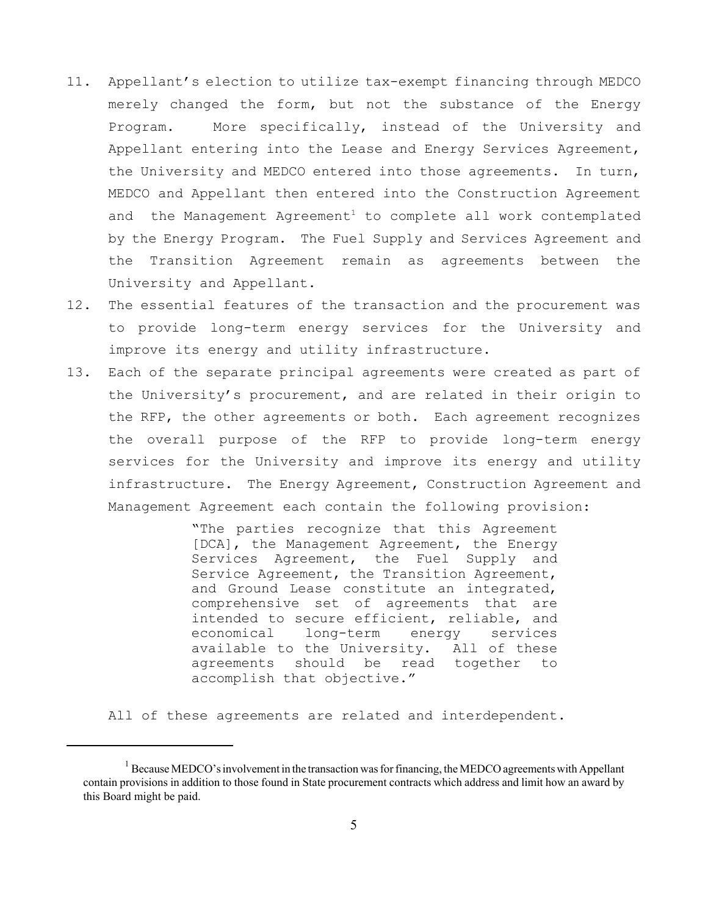11. Appellant's election to utilize tax-exempt financing through MEDCO merely changed the form, but not the substance of the Energy Program. More specifically, instead of the University and Appellant entering into the Lease and Energy Services Agreement, the University and MEDCO entered into those agreements. In turn, MEDCO and Appellant then entered into the Construction Agreement and the Management Agreement[1] to complete all work contemplated by the Energy Program. The Fuel Supply and Services Agreement and the Transition Agreement remain as agreements between the University and Appellant.

12. The essential features of the transaction and the procurement was to provide long-term energy services for the University and improve its energy and utility infrastructure.

13. Each of the separate principal agreements were created as part of the University's procurement, and are related in their origin to the RFP, the other agreements or both. Each agreement recognizes the overall purpose of the RFP to provide long-term energy services for the University and improve its energy and utility infrastructure. The Energy Agreement, Construction Agreement and Management Agreement each contain the following provision:

> "The parties recognize that this Agreement [DCA], the Management Agreement, the Energy Services Agreement, the Fuel Supply and Service Agreement, the Transition Agreement, and Ground Lease constitute an integrated, comprehensive set of agreements that are intended to secure efficient, reliable, and economical long-term energy services available to the University. All of these agreements should be read together to accomplish that objective."

All of these agreements are related and interdependent.

---

[1] Because MEDCO's involvement in the transaction was for financing, the MEDCO agreements with Appellant contain provisions in addition to those found in State procurement contracts which address and limit how an award by this Board might be paid.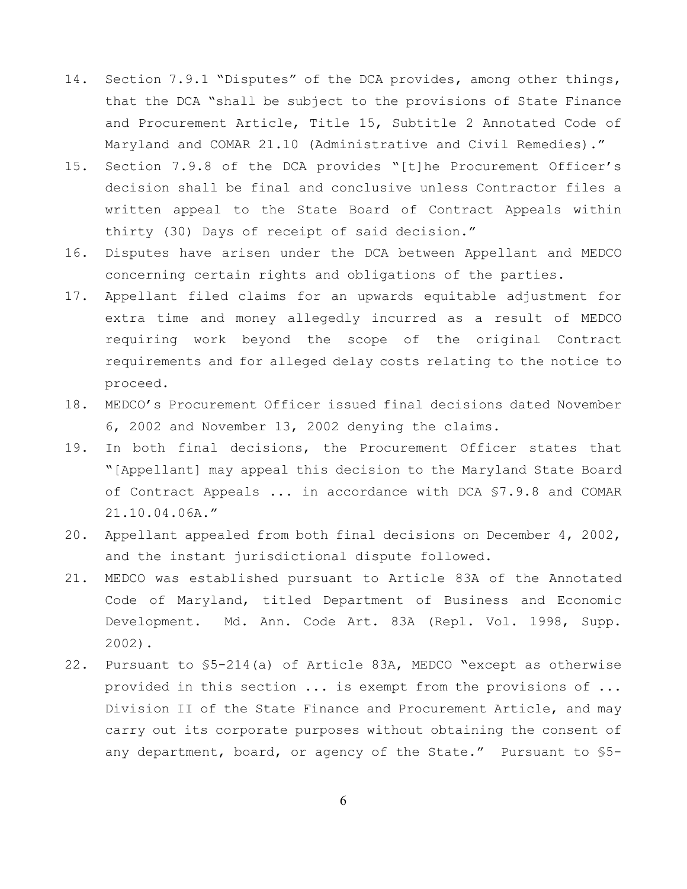14. Section 7.9.1 "Disputes" of the DCA provides, among other things, that the DCA "shall be subject to the provisions of State Finance and Procurement Article, Title 15, Subtitle 2 Annotated Code of Maryland and COMAR 21.10 (Administrative and Civil Remedies)."
15. Section 7.9.8 of the DCA provides "[t]he Procurement Officer's decision shall be final and conclusive unless Contractor files a written appeal to the State Board of Contract Appeals within thirty (30) Days of receipt of said decision."
16. Disputes have arisen under the DCA between Appellant and MEDCO concerning certain rights and obligations of the parties.
17. Appellant filed claims for an upwards equitable adjustment for extra time and money allegedly incurred as a result of MEDCO requiring work beyond the scope of the original Contract requirements and for alleged delay costs relating to the notice to proceed.
18. MEDCO's Procurement Officer issued final decisions dated November 6, 2002 and November 13, 2002 denying the claims.
19. In both final decisions, the Procurement Officer states that "[Appellant] may appeal this decision to the Maryland State Board of Contract Appeals ... in accordance with DCA §7.9.8 and COMAR 21.10.04.06A."
20. Appellant appealed from both final decisions on December 4, 2002, and the instant jurisdictional dispute followed.
21. MEDCO was established pursuant to Article 83A of the Annotated Code of Maryland, titled Department of Business and Economic Development. Md. Ann. Code Art. 83A (Repl. Vol. 1998, Supp. 2002).
22. Pursuant to §5-214(a) of Article 83A, MEDCO "except as otherwise provided in this section ... is exempt from the provisions of ... Division II of the State Finance and Procurement Article, and may carry out its corporate purposes without obtaining the consent of any department, board, or agency of the State." Pursuant to §5-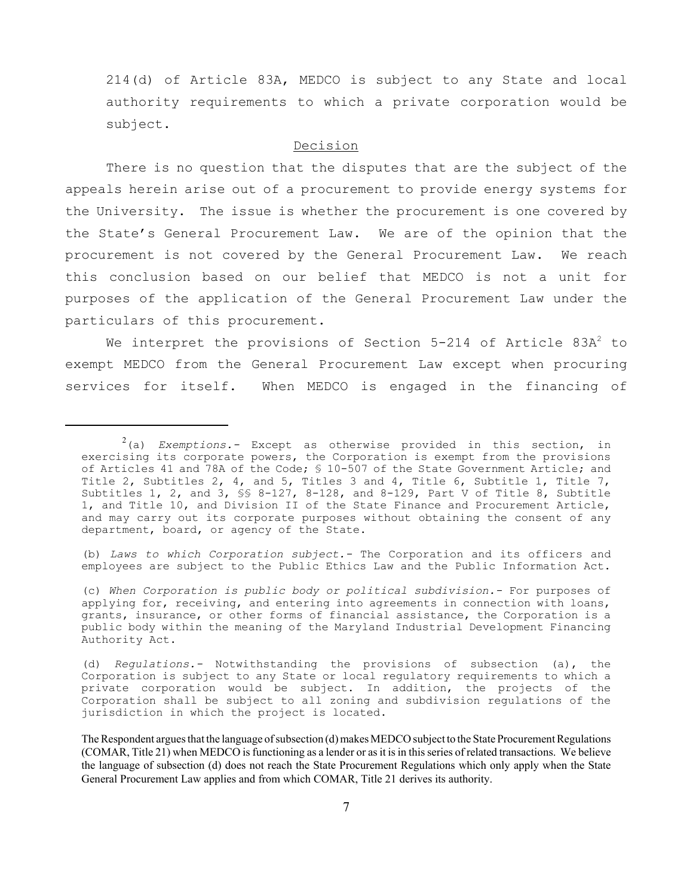214(d) of Article 83A, MEDCO is subject to any State and local authority requirements to which a private corporation would be subject.

## Decision

There is no question that the disputes that are the subject of the appeals herein arise out of a procurement to provide energy systems for the University. The issue is whether the procurement is one covered by the State's General Procurement Law. We are of the opinion that the procurement is not covered by the General Procurement Law. We reach this conclusion based on our belief that MEDCO is not a unit for purposes of the application of the General Procurement Law under the particulars of this procurement.

We interpret the provisions of Section 5-214 of Article 83A[2] to exempt MEDCO from the General Procurement Law except when procuring services for itself. When MEDCO is engaged in the financing of

---

[2] (a) *Exemptions.*- Except as otherwise provided in this section, in exercising its corporate powers, the Corporation is exempt from the provisions of Articles 41 and 78A of the Code; § 10-507 of the State Government Article; and Title 2, Subtitles 2, 4, and 5, Titles 3 and 4, Title 6, Subtitle 1, Title 7, Subtitles 1, 2, and 3, §§ 8-127, 8-128, and 8-129, Part V of Title 8, Subtitle 1, and Title 10, and Division II of the State Finance and Procurement Article, and may carry out its corporate purposes without obtaining the consent of any department, board, or agency of the State.

(b) *Laws to which Corporation subject.*- The Corporation and its officers and employees are subject to the Public Ethics Law and the Public Information Act.

(c) *When Corporation is public body or political subdivision.*- For purposes of applying for, receiving, and entering into agreements in connection with loans, grants, insurance, or other forms of financial assistance, the Corporation is a public body within the meaning of the Maryland Industrial Development Financing Authority Act.

(d) *Regulations.*- Notwithstanding the provisions of subsection (a), the Corporation is subject to any State or local regulatory requirements to which a private corporation would be subject. In addition, the projects of the Corporation shall be subject to all zoning and subdivision regulations of the jurisdiction in which the project is located.

The Respondent argues that the language of subsection (d) makes MEDCO subject to the State Procurement Regulations (COMAR, Title 21) when MEDCO is functioning as a lender or as it is in this series of related transactions. We believe the language of subsection (d) does not reach the State Procurement Regulations which only apply when the State General Procurement Law applies and from which COMAR, Title 21 derives its authority.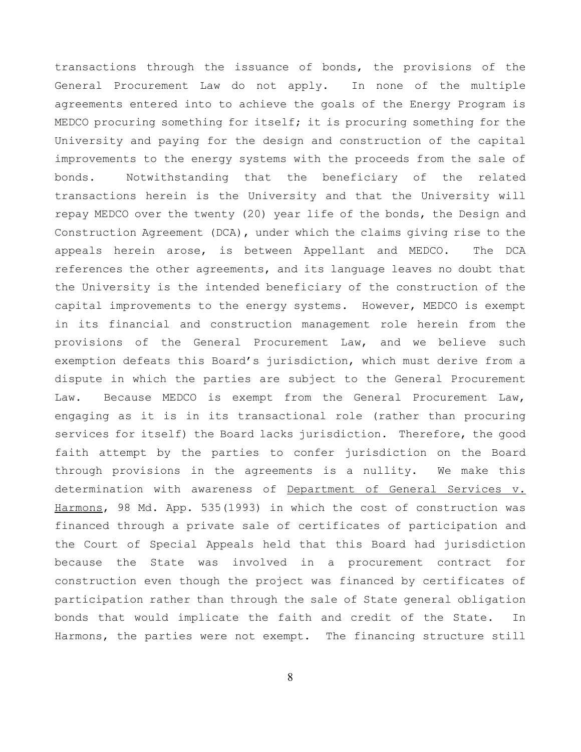transactions through the issuance of bonds, the provisions of the General Procurement Law do not apply. In none of the multiple agreements entered into to achieve the goals of the Energy Program is MEDCO procuring something for itself; it is procuring something for the University and paying for the design and construction of the capital improvements to the energy systems with the proceeds from the sale of bonds. Notwithstanding that the beneficiary of the related transactions herein is the University and that the University will repay MEDCO over the twenty (20) year life of the bonds, the Design and Construction Agreement (DCA), under which the claims giving rise to the appeals herein arose, is between Appellant and MEDCO. The DCA references the other agreements, and its language leaves no doubt that the University is the intended beneficiary of the construction of the capital improvements to the energy systems. However, MEDCO is exempt in its financial and construction management role herein from the provisions of the General Procurement Law, and we believe such exemption defeats this Board's jurisdiction, which must derive from a dispute in which the parties are subject to the General Procurement Law. Because MEDCO is exempt from the General Procurement Law, engaging as it is in its transactional role (rather than procuring services for itself) the Board lacks jurisdiction. Therefore, the good faith attempt by the parties to confer jurisdiction on the Board through provisions in the agreements is a nullity. We make this determination with awareness of Department of General Services v. Harmons, 98 Md. App. 535(1993) in which the cost of construction was financed through a private sale of certificates of participation and the Court of Special Appeals held that this Board had jurisdiction because the State was involved in a procurement contract for construction even though the project was financed by certificates of participation rather than through the sale of State general obligation bonds that would implicate the faith and credit of the State. In Harmons, the parties were not exempt. The financing structure still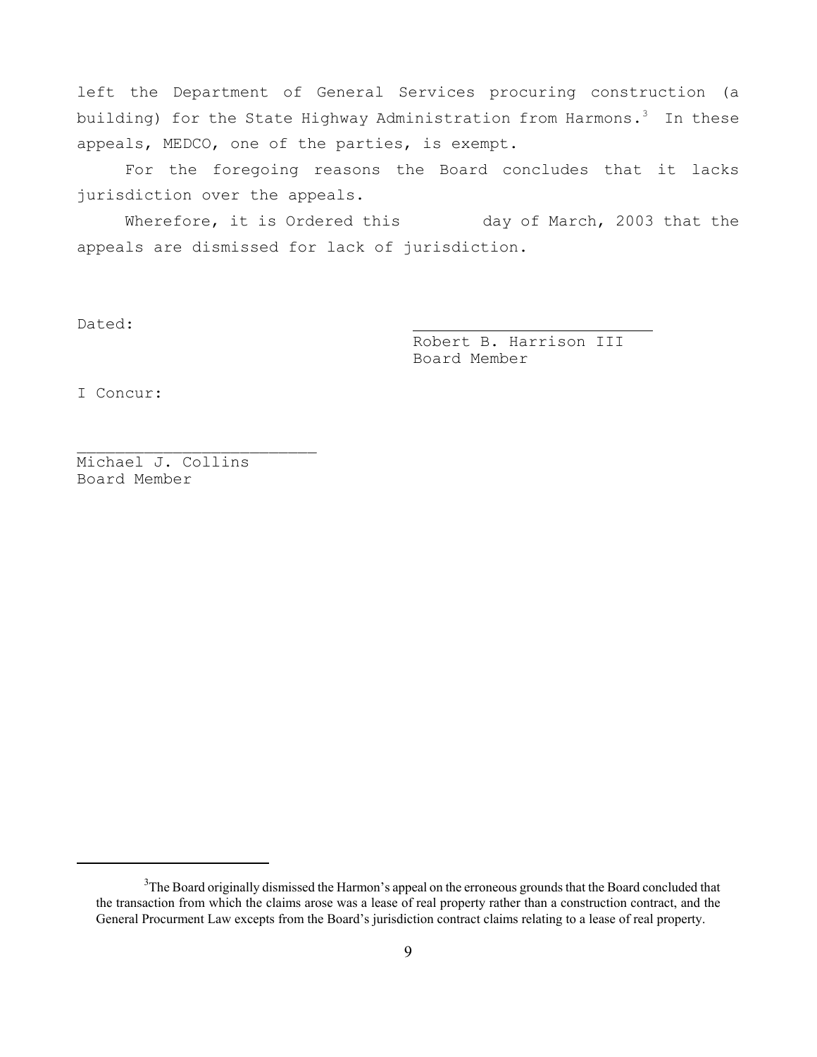left the Department of General Services procuring construction (a building) for the State Highway Administration from Harmons.[3] In these appeals, MEDCO, one of the parties, is exempt.

For the foregoing reasons the Board concludes that it lacks jurisdiction over the appeals.

Wherefore, it is Ordered this day of March, 2003 that the appeals are dismissed for lack of jurisdiction.

Dated:

\_\_\_\_\_\_\_\_\_\_\_\_\_\_\_\_\_\_\_\_\_\_\_\_\_\_\_\_

Robert B. Harrison III
Board Member

I Concur:

\_\_\_\_\_\_\_\_\_\_\_\_\_\_\_\_\_\_\_\_\_\_\_\_\_\_\_\_

Michael J. Collins
Board Member

---

[3]The Board originally dismissed the Harmon's appeal on the erroneous grounds that the Board concluded that the transaction from which the claims arose was a lease of real property rather than a construction contract, and the General Procurment Law excepts from the Board's jurisdiction contract claims relating to a lease of real property.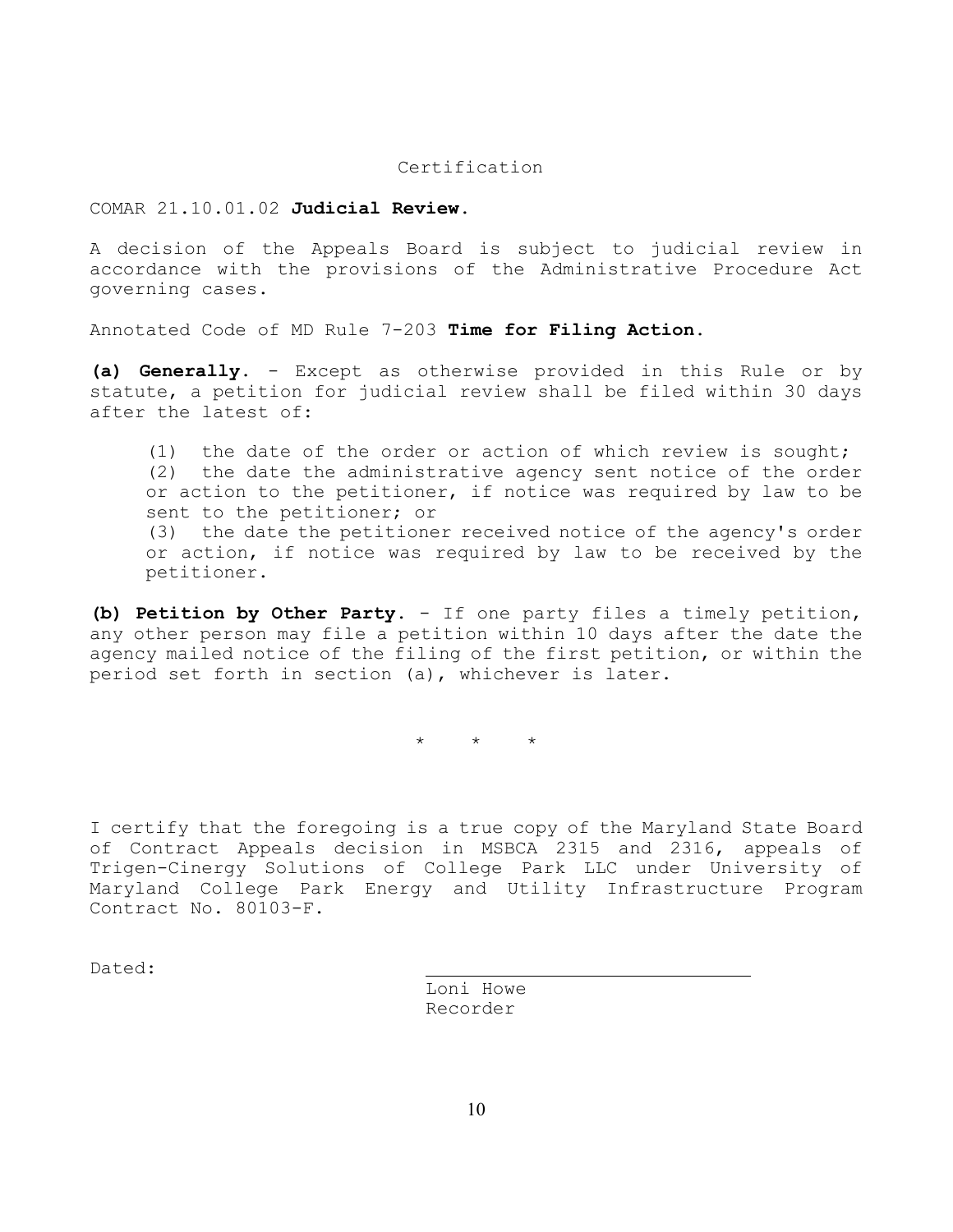Certification

COMAR 21.10.01.02 **Judicial Review.**

A decision of the Appeals Board is subject to judicial review in accordance with the provisions of the Administrative Procedure Act governing cases.

Annotated Code of MD Rule 7-203 **Time for Filing Action.**

**(a) Generally.** - Except as otherwise provided in this Rule or by statute, a petition for judicial review shall be filed within 30 days after the latest of:

(1) the date of the order or action of which review is sought;
(2) the date the administrative agency sent notice of the order or action to the petitioner, if notice was required by law to be sent to the petitioner; or
(3) the date the petitioner received notice of the agency's order or action, if notice was required by law to be received by the petitioner.

**(b) Petition by Other Party.** - If one party files a timely petition, any other person may file a petition within 10 days after the date the agency mailed notice of the filing of the first petition, or within the period set forth in section (a), whichever is later.

\* \* \*

I certify that the foregoing is a true copy of the Maryland State Board of Contract Appeals decision in MSBCA 2315 and 2316, appeals of Trigen-Cinergy Solutions of College Park LLC under University of Maryland College Park Energy and Utility Infrastructure Program Contract No. 80103-F.

Dated: \_\_\_\_\_\_\_\_\_\_\_\_\_\_\_\_\_\_\_\_\_\_\_\_\_\_\_\_\_\_

Loni Howe
Recorder